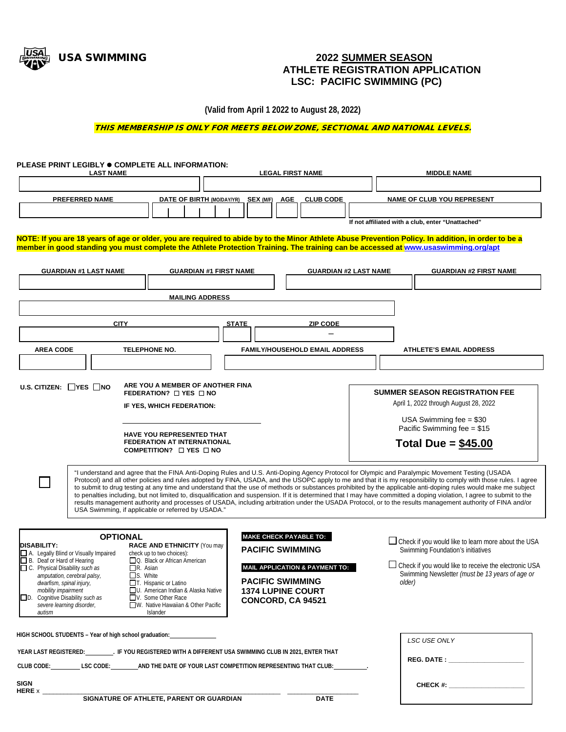USA SWIMMING

# 2022 SUMMER SEASON ATHLETE REGISTRATION APPLICATION LSC: PACIFIC SWIMMING (PC)

**(Valid from April 1 2022 to August 28, 2022)**

***THIS MEMBERSHIP IS ONLY FOR MEETS BELOW ZONE, SECTIONAL AND NATIONAL LEVELS.***

**PLEASE PRINT LEGIBLY ● COMPLETE ALL INFORMATION:**

| LAST NAME | LEGAL FIRST NAME | MIDDLE NAME |
|---|---|---|
| | | |

| PREFERRED NAME | DATE OF BIRTH (MO/DAY/YR) | SEX (M/F) | AGE | CLUB CODE | NAME OF CLUB YOU REPRESENT |
|---|---|---|---|---|---|
| | | | | | |

If not affiliated with a club, enter "Unattached"

**NOTE: If you are 18 years of age or older, you are required to abide by to the Minor Athlete Abuse Prevention Policy. In addition, in order to be a member in good standing you must complete the Athlete Protection Training. The training can be accessed at www.usaswimming.org/apt**

| GUARDIAN #1 LAST NAME | GUARDIAN #1 FIRST NAME | GUARDIAN #2 LAST NAME | GUARDIAN #2 FIRST NAME |
|---|---|---|---|
| | | | |

| MAILING ADDRESS |
|---|
| |

| CITY | STATE | ZIP CODE |
|---|---|---|
| | | – |

| AREA CODE | TELEPHONE NO. | FAMILY/HOUSEHOLD EMAIL ADDRESS | ATHLETE'S EMAIL ADDRESS |
|---|---|---|---|
| | | | |

**U.S. CITIZEN:** ☐ YES ☐ NO

**ARE YOU A MEMBER OF ANOTHER FINA FEDERATION?** ☐ YES ☐ NO

**IF YES, WHICH FEDERATION:** ______________________

**HAVE YOU REPRESENTED THAT FEDERATION AT INTERNATIONAL COMPETITION?** ☐ YES ☐ NO

**SUMMER SEASON REGISTRATION FEE**

April 1, 2022 through August 28, 2022

USA Swimming fee = $30
Pacific Swimming fee = $15

**Total Due = $45.00**

☐ "I understand and agree that the FINA Anti-Doping Rules and U.S. Anti-Doping Agency Protocol for Olympic and Paralympic Movement Testing (USADA Protocol) and all other policies and rules adopted by FINA, USADA, and the USOPC apply to me and that it is my responsibility to comply with those rules. I agree to submit to drug testing at any time and understand that the use of methods or substances prohibited by the applicable anti-doping rules would make me subject to penalties including, but not limited to, disqualification and suspension. If it is determined that I may have committed a doping violation, I agree to submit to the results management authority and processes of USADA, including arbitration under the USADA Protocol, or to the results management authority of FINA and/or USA Swimming, if applicable or referred by USADA."

**OPTIONAL**

**DISABILITY:**

- ☐ A. Legally Blind or Visually Impaired
- ☐ B. Deaf or Hard of Hearing
- ☐ C. Physical Disability *such as amputation, cerebral palsy, dwarfism, spinal injury, mobility impairment*
- ☐ D. Cognitive Disability *such as severe learning disorder, autism*

**RACE AND ETHNICITY** (You may check up to two choices):

- ☐ Q. Black or African American
- ☐ R. Asian
- ☐ S. White
- ☐ T. Hispanic or Latino
- ☐ U. American Indian & Alaska Native
- ☐ V. Some Other Race
- ☐ W. Native Hawaiian & Other Pacific Islander

**MAKE CHECK PAYABLE TO:**

**PACIFIC SWIMMING**

**MAIL APPLICATION & PAYMENT TO:**

**PACIFIC SWIMMING**
**1374 LUPINE COURT**
**CONCORD, CA 94521**

☐ Check if you would like to learn more about the USA Swimming Foundation's initiatives

☐ Check if you would like to receive the electronic USA Swimming Newsletter *(must be 13 years of age or older)*

**HIGH SCHOOL STUDENTS – Year of high school graduation:** __________

**YEAR LAST REGISTERED:** ________. **IF YOU REGISTERED WITH A DIFFERENT USA SWIMMING CLUB IN 2021, ENTER THAT**

**CLUB CODE:** ________ **LSC CODE:** ________ **AND THE DATE OF YOUR LAST COMPETITION REPRESENTING THAT CLUB:** ________.

**SIGN HERE** x ____________________________________________ ________________

**SIGNATURE OF ATHLETE, PARENT OR GUARDIAN** **DATE**

*LSC USE ONLY*

**REG. DATE :** ____________________

**CHECK #:** ____________________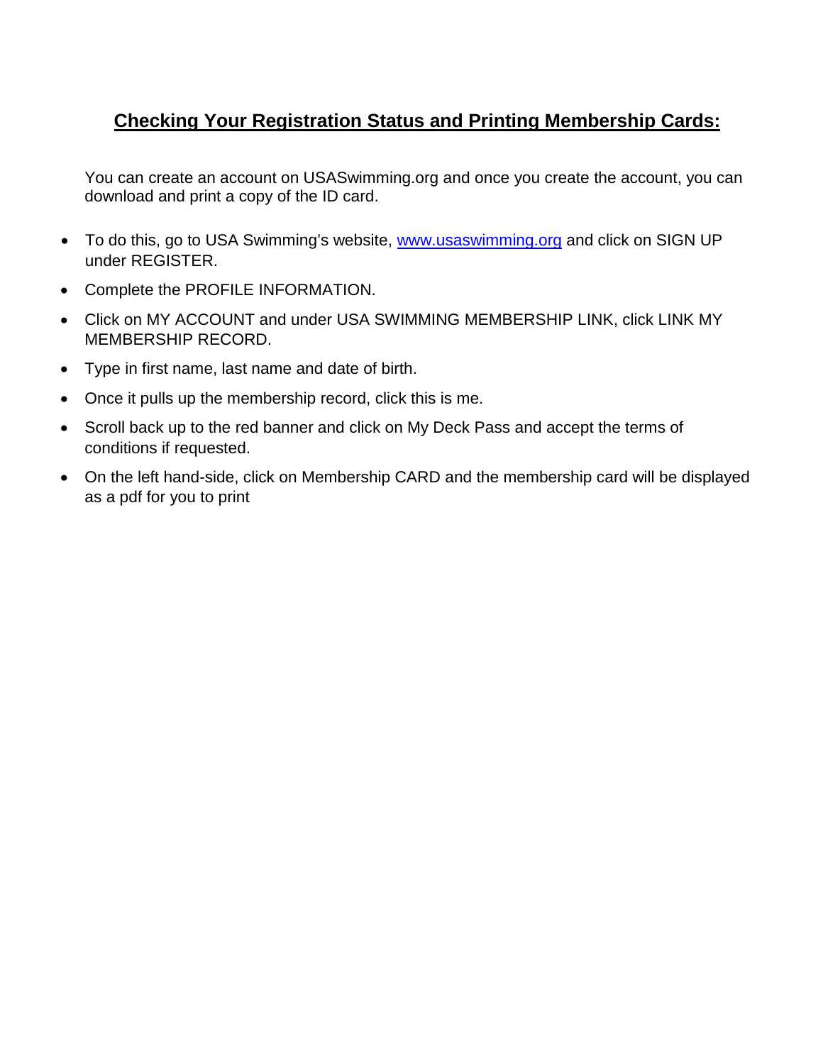## **Checking Your Registration Status and Printing Membership Cards:**

You can create an account on USASwimming.org and once you create the account, you can download and print a copy of the ID card.

- To do this, go to USA Swimming's website, www.usaswimming.org and click on SIGN UP under REGISTER.
- Complete the PROFILE INFORMATION.
- Click on MY ACCOUNT and under USA SWIMMING MEMBERSHIP LINK, click LINK MY MEMBERSHIP RECORD.
- Type in first name, last name and date of birth.
- Once it pulls up the membership record, click this is me.
- Scroll back up to the red banner and click on My Deck Pass and accept the terms of conditions if requested.
- On the left hand-side, click on Membership CARD and the membership card will be displayed as a pdf for you to print